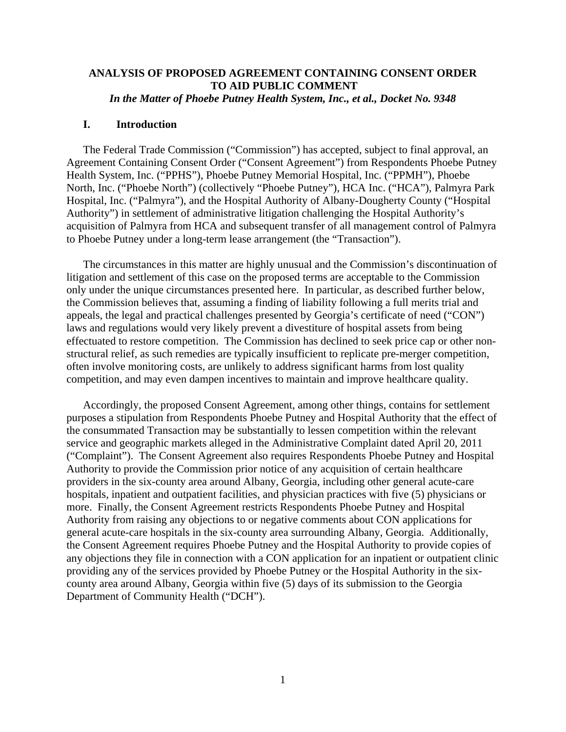# ANALYSIS OF PROPOSED AGREEMENT CONTAINING CONSENT ORDER TO AID PUBLIC COMMENT

***In the Matter of Phoebe Putney Health System, Inc., et al., Docket No. 9348***

## I. Introduction

The Federal Trade Commission ("Commission") has accepted, subject to final approval, an Agreement Containing Consent Order ("Consent Agreement") from Respondents Phoebe Putney Health System, Inc. ("PPHS"), Phoebe Putney Memorial Hospital, Inc. ("PPMH"), Phoebe North, Inc. ("Phoebe North") (collectively "Phoebe Putney"), HCA Inc. ("HCA"), Palmyra Park Hospital, Inc. ("Palmyra"), and the Hospital Authority of Albany-Dougherty County ("Hospital Authority") in settlement of administrative litigation challenging the Hospital Authority's acquisition of Palmyra from HCA and subsequent transfer of all management control of Palmyra to Phoebe Putney under a long-term lease arrangement (the "Transaction").

The circumstances in this matter are highly unusual and the Commission's discontinuation of litigation and settlement of this case on the proposed terms are acceptable to the Commission only under the unique circumstances presented here. In particular, as described further below, the Commission believes that, assuming a finding of liability following a full merits trial and appeals, the legal and practical challenges presented by Georgia's certificate of need ("CON") laws and regulations would very likely prevent a divestiture of hospital assets from being effectuated to restore competition. The Commission has declined to seek price cap or other non-structural relief, as such remedies are typically insufficient to replicate pre-merger competition, often involve monitoring costs, are unlikely to address significant harms from lost quality competition, and may even dampen incentives to maintain and improve healthcare quality.

Accordingly, the proposed Consent Agreement, among other things, contains for settlement purposes a stipulation from Respondents Phoebe Putney and Hospital Authority that the effect of the consummated Transaction may be substantially to lessen competition within the relevant service and geographic markets alleged in the Administrative Complaint dated April 20, 2011 ("Complaint"). The Consent Agreement also requires Respondents Phoebe Putney and Hospital Authority to provide the Commission prior notice of any acquisition of certain healthcare providers in the six-county area around Albany, Georgia, including other general acute-care hospitals, inpatient and outpatient facilities, and physician practices with five (5) physicians or more. Finally, the Consent Agreement restricts Respondents Phoebe Putney and Hospital Authority from raising any objections to or negative comments about CON applications for general acute-care hospitals in the six-county area surrounding Albany, Georgia. Additionally, the Consent Agreement requires Phoebe Putney and the Hospital Authority to provide copies of any objections they file in connection with a CON application for an inpatient or outpatient clinic providing any of the services provided by Phoebe Putney or the Hospital Authority in the six-county area around Albany, Georgia within five (5) days of its submission to the Georgia Department of Community Health ("DCH").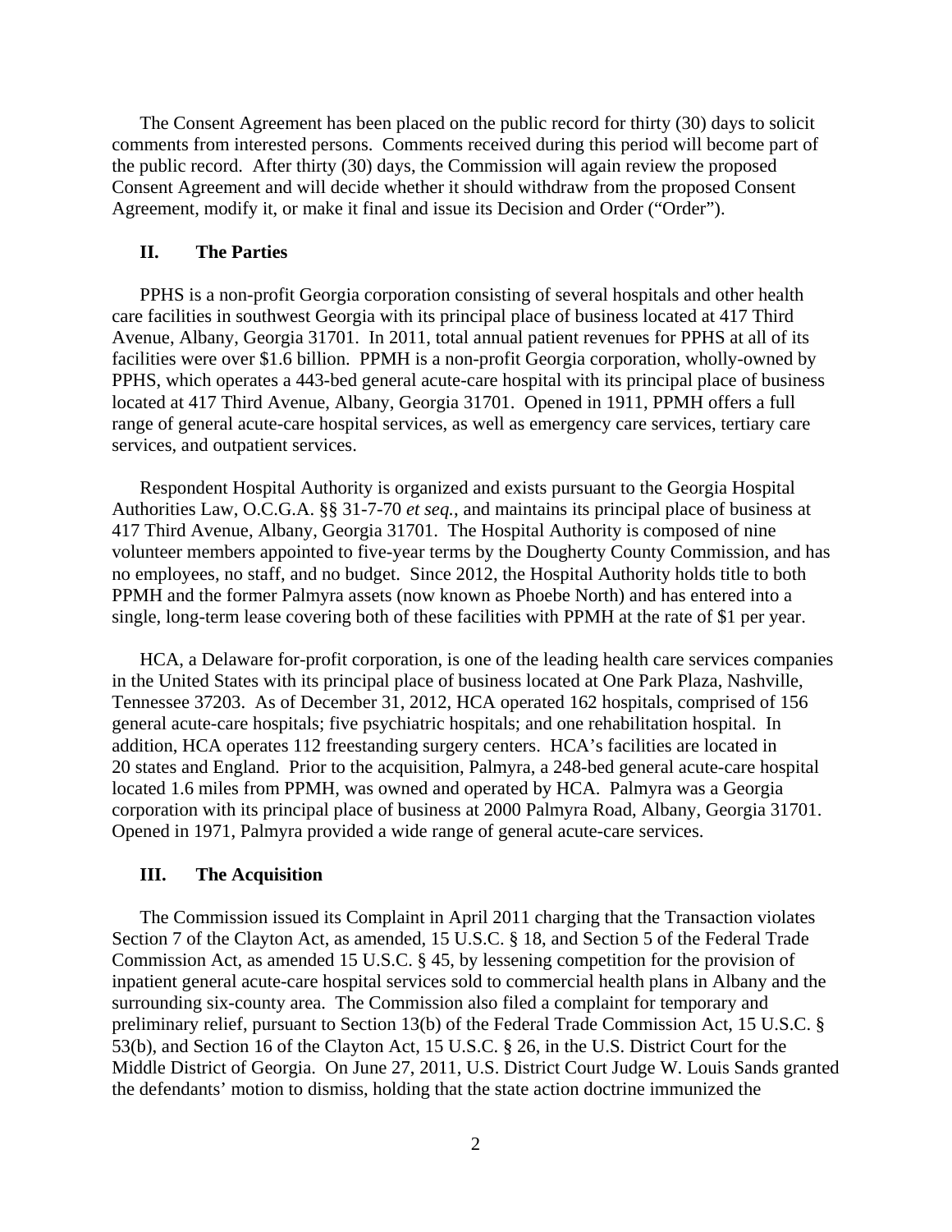The Consent Agreement has been placed on the public record for thirty (30) days to solicit comments from interested persons. Comments received during this period will become part of the public record. After thirty (30) days, the Commission will again review the proposed Consent Agreement and will decide whether it should withdraw from the proposed Consent Agreement, modify it, or make it final and issue its Decision and Order ("Order").

## II. The Parties

PPHS is a non-profit Georgia corporation consisting of several hospitals and other health care facilities in southwest Georgia with its principal place of business located at 417 Third Avenue, Albany, Georgia 31701. In 2011, total annual patient revenues for PPHS at all of its facilities were over $1.6 billion. PPMH is a non-profit Georgia corporation, wholly-owned by PPHS, which operates a 443-bed general acute-care hospital with its principal place of business located at 417 Third Avenue, Albany, Georgia 31701. Opened in 1911, PPMH offers a full range of general acute-care hospital services, as well as emergency care services, tertiary care services, and outpatient services.

Respondent Hospital Authority is organized and exists pursuant to the Georgia Hospital Authorities Law, O.C.G.A. §§ 31-7-70 *et seq.*, and maintains its principal place of business at 417 Third Avenue, Albany, Georgia 31701. The Hospital Authority is composed of nine volunteer members appointed to five-year terms by the Dougherty County Commission, and has no employees, no staff, and no budget. Since 2012, the Hospital Authority holds title to both PPMH and the former Palmyra assets (now known as Phoebe North) and has entered into a single, long-term lease covering both of these facilities with PPMH at the rate of $1 per year.

HCA, a Delaware for-profit corporation, is one of the leading health care services companies in the United States with its principal place of business located at One Park Plaza, Nashville, Tennessee 37203. As of December 31, 2012, HCA operated 162 hospitals, comprised of 156 general acute-care hospitals; five psychiatric hospitals; and one rehabilitation hospital. In addition, HCA operates 112 freestanding surgery centers. HCA's facilities are located in 20 states and England. Prior to the acquisition, Palmyra, a 248-bed general acute-care hospital located 1.6 miles from PPMH, was owned and operated by HCA. Palmyra was a Georgia corporation with its principal place of business at 2000 Palmyra Road, Albany, Georgia 31701. Opened in 1971, Palmyra provided a wide range of general acute-care services.

## III. The Acquisition

The Commission issued its Complaint in April 2011 charging that the Transaction violates Section 7 of the Clayton Act, as amended, 15 U.S.C. § 18, and Section 5 of the Federal Trade Commission Act, as amended 15 U.S.C. § 45, by lessening competition for the provision of inpatient general acute-care hospital services sold to commercial health plans in Albany and the surrounding six-county area. The Commission also filed a complaint for temporary and preliminary relief, pursuant to Section 13(b) of the Federal Trade Commission Act, 15 U.S.C. § 53(b), and Section 16 of the Clayton Act, 15 U.S.C. § 26, in the U.S. District Court for the Middle District of Georgia. On June 27, 2011, U.S. District Court Judge W. Louis Sands granted the defendants' motion to dismiss, holding that the state action doctrine immunized the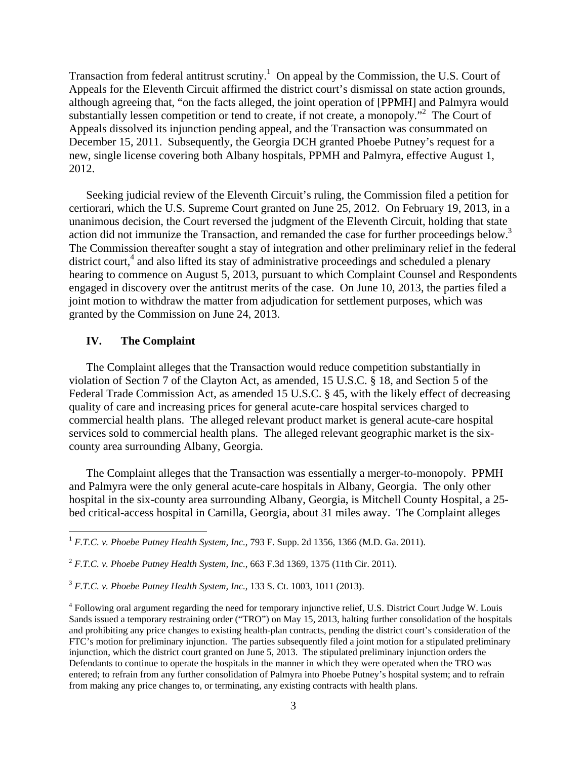Transaction from federal antitrust scrutiny.[1] On appeal by the Commission, the U.S. Court of Appeals for the Eleventh Circuit affirmed the district court's dismissal on state action grounds, although agreeing that, "on the facts alleged, the joint operation of [PPMH] and Palmyra would substantially lessen competition or tend to create, if not create, a monopoly."[2] The Court of Appeals dissolved its injunction pending appeal, and the Transaction was consummated on December 15, 2011. Subsequently, the Georgia DCH granted Phoebe Putney's request for a new, single license covering both Albany hospitals, PPMH and Palmyra, effective August 1, 2012.

Seeking judicial review of the Eleventh Circuit's ruling, the Commission filed a petition for certiorari, which the U.S. Supreme Court granted on June 25, 2012. On February 19, 2013, in a unanimous decision, the Court reversed the judgment of the Eleventh Circuit, holding that state action did not immunize the Transaction, and remanded the case for further proceedings below.[3] The Commission thereafter sought a stay of integration and other preliminary relief in the federal district court,[4] and also lifted its stay of administrative proceedings and scheduled a plenary hearing to commence on August 5, 2013, pursuant to which Complaint Counsel and Respondents engaged in discovery over the antitrust merits of the case. On June 10, 2013, the parties filed a joint motion to withdraw the matter from adjudication for settlement purposes, which was granted by the Commission on June 24, 2013.

## IV. The Complaint

The Complaint alleges that the Transaction would reduce competition substantially in violation of Section 7 of the Clayton Act, as amended, 15 U.S.C. § 18, and Section 5 of the Federal Trade Commission Act, as amended 15 U.S.C. § 45, with the likely effect of decreasing quality of care and increasing prices for general acute-care hospital services charged to commercial health plans. The alleged relevant product market is general acute-care hospital services sold to commercial health plans. The alleged relevant geographic market is the six-county area surrounding Albany, Georgia.

The Complaint alleges that the Transaction was essentially a merger-to-monopoly. PPMH and Palmyra were the only general acute-care hospitals in Albany, Georgia. The only other hospital in the six-county area surrounding Albany, Georgia, is Mitchell County Hospital, a 25-bed critical-access hospital in Camilla, Georgia, about 31 miles away. The Complaint alleges

---

[1] *F.T.C. v. Phoebe Putney Health System, Inc.*, 793 F. Supp. 2d 1356, 1366 (M.D. Ga. 2011).

[2] *F.T.C. v. Phoebe Putney Health System, Inc.*, 663 F.3d 1369, 1375 (11th Cir. 2011).

[3] *F.T.C. v. Phoebe Putney Health System, Inc.*, 133 S. Ct. 1003, 1011 (2013).

[4] Following oral argument regarding the need for temporary injunctive relief, U.S. District Court Judge W. Louis Sands issued a temporary restraining order ("TRO") on May 15, 2013, halting further consolidation of the hospitals and prohibiting any price changes to existing health-plan contracts, pending the district court's consideration of the FTC's motion for preliminary injunction. The parties subsequently filed a joint motion for a stipulated preliminary injunction, which the district court granted on June 5, 2013. The stipulated preliminary injunction orders the Defendants to continue to operate the hospitals in the manner in which they were operated when the TRO was entered; to refrain from any further consolidation of Palmyra into Phoebe Putney's hospital system; and to refrain from making any price changes to, or terminating, any existing contracts with health plans.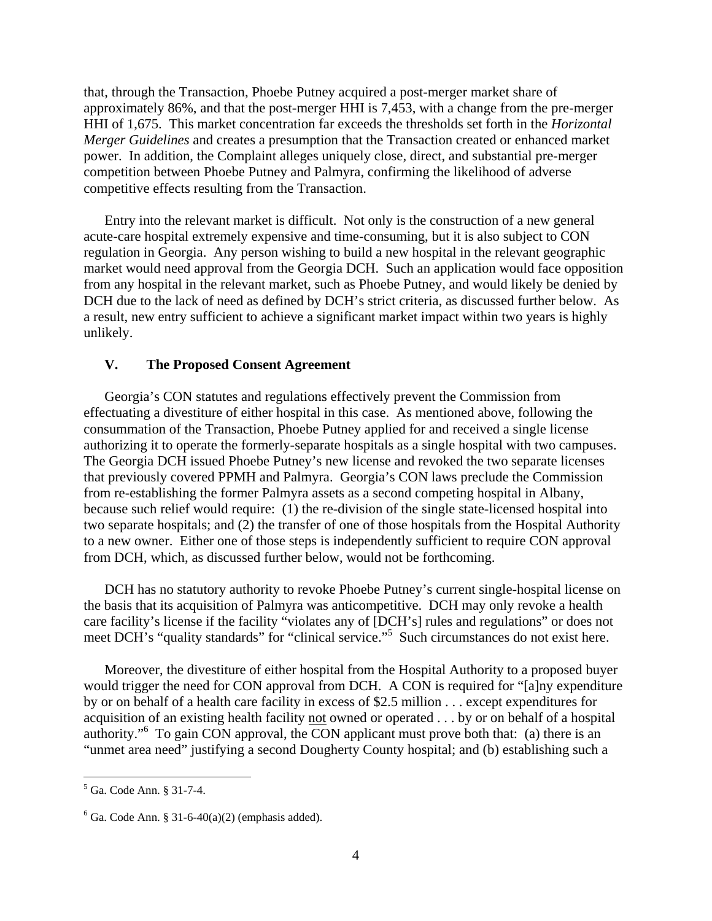that, through the Transaction, Phoebe Putney acquired a post-merger market share of approximately 86%, and that the post-merger HHI is 7,453, with a change from the pre-merger HHI of 1,675. This market concentration far exceeds the thresholds set forth in the *Horizontal Merger Guidelines* and creates a presumption that the Transaction created or enhanced market power. In addition, the Complaint alleges uniquely close, direct, and substantial pre-merger competition between Phoebe Putney and Palmyra, confirming the likelihood of adverse competitive effects resulting from the Transaction.

Entry into the relevant market is difficult. Not only is the construction of a new general acute-care hospital extremely expensive and time-consuming, but it is also subject to CON regulation in Georgia. Any person wishing to build a new hospital in the relevant geographic market would need approval from the Georgia DCH. Such an application would face opposition from any hospital in the relevant market, such as Phoebe Putney, and would likely be denied by DCH due to the lack of need as defined by DCH's strict criteria, as discussed further below. As a result, new entry sufficient to achieve a significant market impact within two years is highly unlikely.

## V. The Proposed Consent Agreement

Georgia's CON statutes and regulations effectively prevent the Commission from effectuating a divestiture of either hospital in this case. As mentioned above, following the consummation of the Transaction, Phoebe Putney applied for and received a single license authorizing it to operate the formerly-separate hospitals as a single hospital with two campuses. The Georgia DCH issued Phoebe Putney's new license and revoked the two separate licenses that previously covered PPMH and Palmyra. Georgia's CON laws preclude the Commission from re-establishing the former Palmyra assets as a second competing hospital in Albany, because such relief would require: (1) the re-division of the single state-licensed hospital into two separate hospitals; and (2) the transfer of one of those hospitals from the Hospital Authority to a new owner. Either one of those steps is independently sufficient to require CON approval from DCH, which, as discussed further below, would not be forthcoming.

DCH has no statutory authority to revoke Phoebe Putney's current single-hospital license on the basis that its acquisition of Palmyra was anticompetitive. DCH may only revoke a health care facility's license if the facility "violates any of [DCH's] rules and regulations" or does not meet DCH's "quality standards" for "clinical service."[5] Such circumstances do not exist here.

Moreover, the divestiture of either hospital from the Hospital Authority to a proposed buyer would trigger the need for CON approval from DCH. A CON is required for "[a]ny expenditure by or on behalf of a health care facility in excess of $2.5 million . . . except expenditures for acquisition of an existing health facility <u>not</u> owned or operated . . . by or on behalf of a hospital authority."[6] To gain CON approval, the CON applicant must prove both that: (a) there is an "unmet area need" justifying a second Dougherty County hospital; and (b) establishing such a

---

[5] Ga. Code Ann. § 31-7-4.

[6] Ga. Code Ann. § 31-6-40(a)(2) (emphasis added).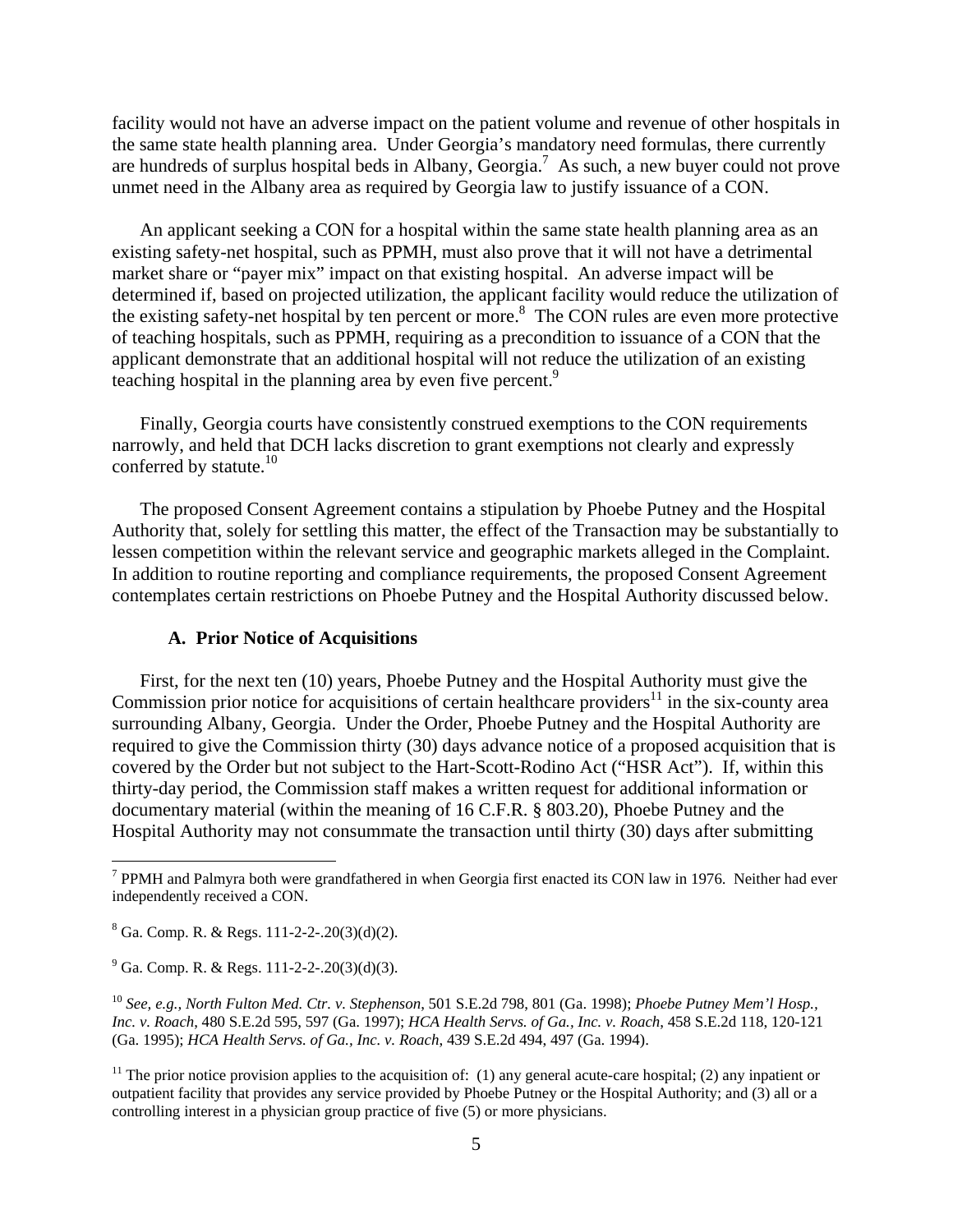facility would not have an adverse impact on the patient volume and revenue of other hospitals in the same state health planning area. Under Georgia's mandatory need formulas, there currently are hundreds of surplus hospital beds in Albany, Georgia.[7] As such, a new buyer could not prove unmet need in the Albany area as required by Georgia law to justify issuance of a CON.

An applicant seeking a CON for a hospital within the same state health planning area as an existing safety-net hospital, such as PPMH, must also prove that it will not have a detrimental market share or "payer mix" impact on that existing hospital. An adverse impact will be determined if, based on projected utilization, the applicant facility would reduce the utilization of the existing safety-net hospital by ten percent or more.[8] The CON rules are even more protective of teaching hospitals, such as PPMH, requiring as a precondition to issuance of a CON that the applicant demonstrate that an additional hospital will not reduce the utilization of an existing teaching hospital in the planning area by even five percent.[9]

Finally, Georgia courts have consistently construed exemptions to the CON requirements narrowly, and held that DCH lacks discretion to grant exemptions not clearly and expressly conferred by statute.[10]

The proposed Consent Agreement contains a stipulation by Phoebe Putney and the Hospital Authority that, solely for settling this matter, the effect of the Transaction may be substantially to lessen competition within the relevant service and geographic markets alleged in the Complaint. In addition to routine reporting and compliance requirements, the proposed Consent Agreement contemplates certain restrictions on Phoebe Putney and the Hospital Authority discussed below.

### A. Prior Notice of Acquisitions

First, for the next ten (10) years, Phoebe Putney and the Hospital Authority must give the Commission prior notice for acquisitions of certain healthcare providers[11] in the six-county area surrounding Albany, Georgia. Under the Order, Phoebe Putney and the Hospital Authority are required to give the Commission thirty (30) days advance notice of a proposed acquisition that is covered by the Order but not subject to the Hart-Scott-Rodino Act ("HSR Act"). If, within this thirty-day period, the Commission staff makes a written request for additional information or documentary material (within the meaning of 16 C.F.R. § 803.20), Phoebe Putney and the Hospital Authority may not consummate the transaction until thirty (30) days after submitting

---

[7] PPMH and Palmyra both were grandfathered in when Georgia first enacted its CON law in 1976. Neither had ever independently received a CON.

[8] Ga. Comp. R. & Regs. 111-2-2-.20(3)(d)(2).

[9] Ga. Comp. R. & Regs. 111-2-2-.20(3)(d)(3).

[10] *See, e.g., North Fulton Med. Ctr. v. Stephenson*, 501 S.E.2d 798, 801 (Ga. 1998); *Phoebe Putney Mem'l Hosp., Inc. v. Roach*, 480 S.E.2d 595, 597 (Ga. 1997); *HCA Health Servs. of Ga., Inc. v. Roach*, 458 S.E.2d 118, 120-121 (Ga. 1995); *HCA Health Servs. of Ga., Inc. v. Roach*, 439 S.E.2d 494, 497 (Ga. 1994).

[11] The prior notice provision applies to the acquisition of: (1) any general acute-care hospital; (2) any inpatient or outpatient facility that provides any service provided by Phoebe Putney or the Hospital Authority; and (3) all or a controlling interest in a physician group practice of five (5) or more physicians.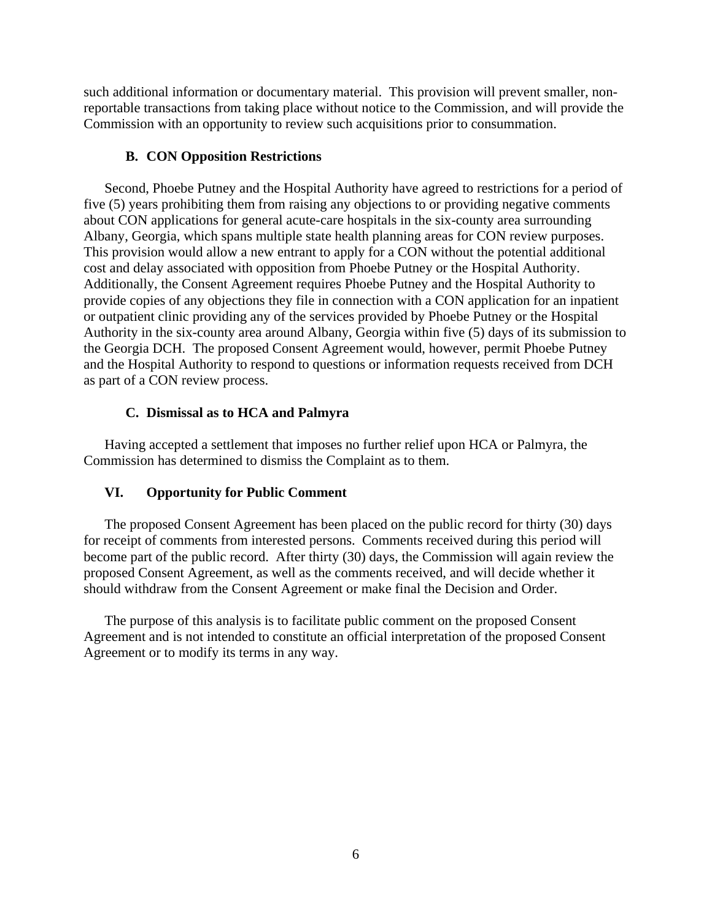such additional information or documentary material. This provision will prevent smaller, non-reportable transactions from taking place without notice to the Commission, and will provide the Commission with an opportunity to review such acquisitions prior to consummation.

### B. CON Opposition Restrictions

Second, Phoebe Putney and the Hospital Authority have agreed to restrictions for a period of five (5) years prohibiting them from raising any objections to or providing negative comments about CON applications for general acute-care hospitals in the six-county area surrounding Albany, Georgia, which spans multiple state health planning areas for CON review purposes. This provision would allow a new entrant to apply for a CON without the potential additional cost and delay associated with opposition from Phoebe Putney or the Hospital Authority. Additionally, the Consent Agreement requires Phoebe Putney and the Hospital Authority to provide copies of any objections they file in connection with a CON application for an inpatient or outpatient clinic providing any of the services provided by Phoebe Putney or the Hospital Authority in the six-county area around Albany, Georgia within five (5) days of its submission to the Georgia DCH. The proposed Consent Agreement would, however, permit Phoebe Putney and the Hospital Authority to respond to questions or information requests received from DCH as part of a CON review process.

### C. Dismissal as to HCA and Palmyra

Having accepted a settlement that imposes no further relief upon HCA or Palmyra, the Commission has determined to dismiss the Complaint as to them.

## VI. Opportunity for Public Comment

The proposed Consent Agreement has been placed on the public record for thirty (30) days for receipt of comments from interested persons. Comments received during this period will become part of the public record. After thirty (30) days, the Commission will again review the proposed Consent Agreement, as well as the comments received, and will decide whether it should withdraw from the Consent Agreement or make final the Decision and Order.

The purpose of this analysis is to facilitate public comment on the proposed Consent Agreement and is not intended to constitute an official interpretation of the proposed Consent Agreement or to modify its terms in any way.